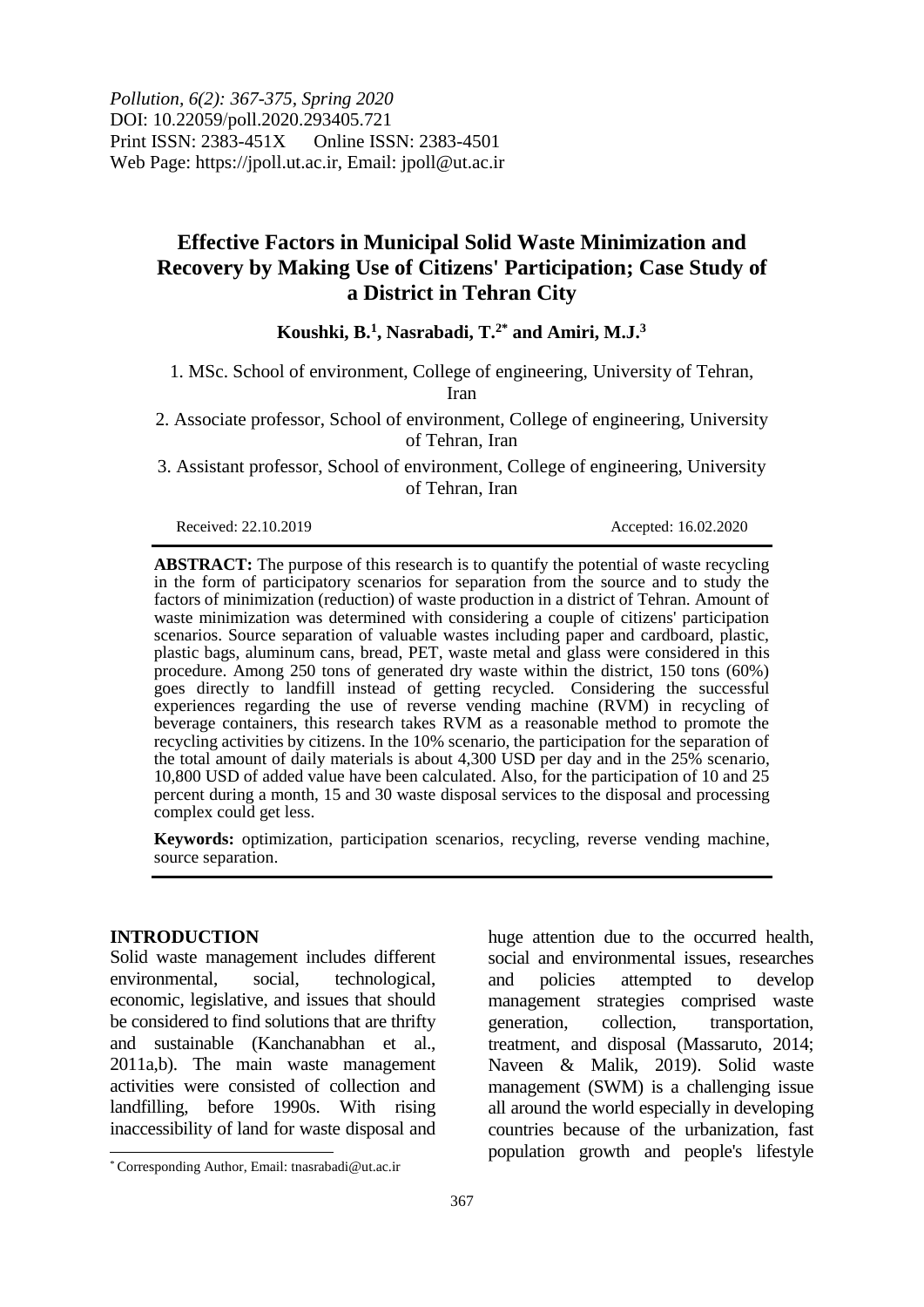# Effective Factors in Municipal Solid Waste Minimization and Recovery by Making Use of Citizens' Participation; Case Study of a District in Tehran City

**Koushki, B.[1], Nasrabadi, T.[2*] and Amiri, M.J.[3]**

1. MSc. School of environment, College of engineering, University of Tehran, Iran
2. Associate professor, School of environment, College of engineering, University of Tehran, Iran
3. Assistant professor, School of environment, College of engineering, University of Tehran, Iran

Received: 22.10.2019 Accepted: 16.02.2020

**ABSTRACT:** The purpose of this research is to quantify the potential of waste recycling in the form of participatory scenarios for separation from the source and to study the factors of minimization (reduction) of waste production in a district of Tehran. Amount of waste minimization was determined with considering a couple of citizens' participation scenarios. Source separation of valuable wastes including paper and cardboard, plastic, plastic bags, aluminum cans, bread, PET, waste metal and glass were considered in this procedure. Among 250 tons of generated dry waste within the district, 150 tons (60%) goes directly to landfill instead of getting recycled. Considering the successful experiences regarding the use of reverse vending machine (RVM) in recycling of beverage containers, this research takes RVM as a reasonable method to promote the recycling activities by citizens. In the 10% scenario, the participation for the separation of the total amount of daily materials is about 4,300 USD per day and in the 25% scenario, 10,800 USD of added value have been calculated. Also, for the participation of 10 and 25 percent during a month, 15 and 30 waste disposal services to the disposal and processing complex could get less.

**Keywords:** optimization, participation scenarios, recycling, reverse vending machine, source separation.

## INTRODUCTION

Solid waste management includes different environmental, social, technological, economic, legislative, and issues that should be considered to find solutions that are thrifty and sustainable (Kanchanabhan et al., 2011a,b). The main waste management activities were consisted of collection and landfilling, before 1990s. With rising inaccessibility of land for waste disposal and huge attention due to the occurred health, social and environmental issues, researches and policies attempted to develop management strategies comprised waste generation, collection, transportation, treatment, and disposal (Massaruto, 2014; Naveen & Malik, 2019). Solid waste management (SWM) is a challenging issue all around the world especially in developing countries because of the urbanization, fast population growth and people's lifestyle

[*] Corresponding Author, Email: tnasrabadi@ut.ac.ir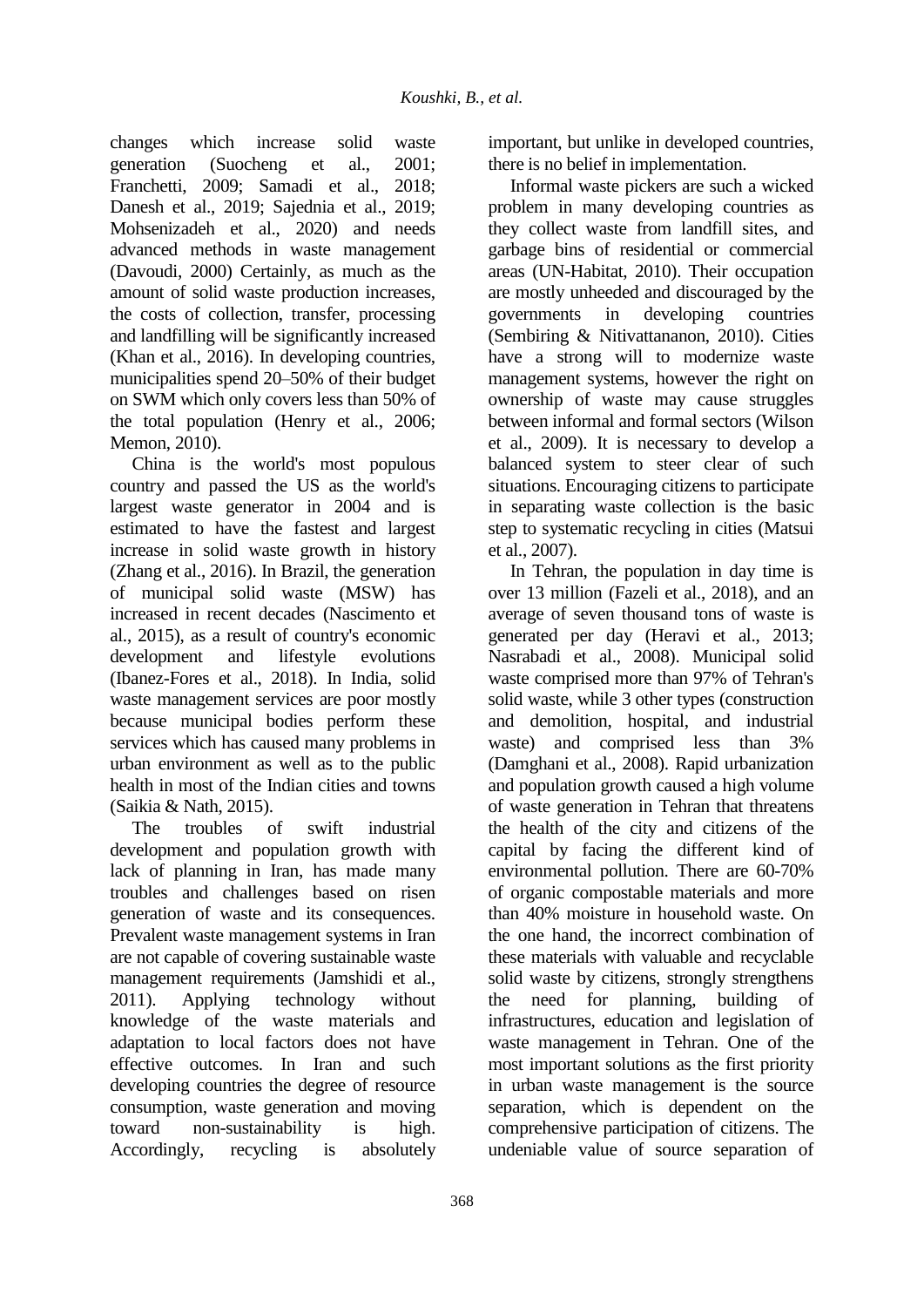changes which increase solid waste generation (Suocheng et al., 2001; Franchetti, 2009; Samadi et al., 2018; Danesh et al., 2019; Sajednia et al., 2019; Mohsenizadeh et al., 2020) and needs advanced methods in waste management (Davoudi, 2000) Certainly, as much as the amount of solid waste production increases, the costs of collection, transfer, processing and landfilling will be significantly increased (Khan et al., 2016). In developing countries, municipalities spend 20–50% of their budget on SWM which only covers less than 50% of the total population (Henry et al., 2006; Memon, 2010).

China is the world's most populous country and passed the US as the world's largest waste generator in 2004 and is estimated to have the fastest and largest increase in solid waste growth in history (Zhang et al., 2016). In Brazil, the generation of municipal solid waste (MSW) has increased in recent decades (Nascimento et al., 2015), as a result of country's economic development and lifestyle evolutions (Ibanez-Fores et al., 2018). In India, solid waste management services are poor mostly because municipal bodies perform these services which has caused many problems in urban environment as well as to the public health in most of the Indian cities and towns (Saikia & Nath, 2015).

The troubles of swift industrial development and population growth with lack of planning in Iran, has made many troubles and challenges based on risen generation of waste and its consequences. Prevalent waste management systems in Iran are not capable of covering sustainable waste management requirements (Jamshidi et al., 2011). Applying technology without knowledge of the waste materials and adaptation to local factors does not have effective outcomes. In Iran and such developing countries the degree of resource consumption, waste generation and moving toward non-sustainability is high. Accordingly, recycling is absolutely important, but unlike in developed countries, there is no belief in implementation.

Informal waste pickers are such a wicked problem in many developing countries as they collect waste from landfill sites, and garbage bins of residential or commercial areas (UN-Habitat, 2010). Their occupation are mostly unheeded and discouraged by the governments in developing countries (Sembiring & Nitivattananon, 2010). Cities have a strong will to modernize waste management systems, however the right on ownership of waste may cause struggles between informal and formal sectors (Wilson et al., 2009). It is necessary to develop a balanced system to steer clear of such situations. Encouraging citizens to participate in separating waste collection is the basic step to systematic recycling in cities (Matsui et al., 2007).

In Tehran, the population in day time is over 13 million (Fazeli et al., 2018), and an average of seven thousand tons of waste is generated per day (Heravi et al., 2013; Nasrabadi et al., 2008). Municipal solid waste comprised more than 97% of Tehran's solid waste, while 3 other types (construction and demolition, hospital, and industrial waste) and comprised less than 3% (Damghani et al., 2008). Rapid urbanization and population growth caused a high volume of waste generation in Tehran that threatens the health of the city and citizens of the capital by facing the different kind of environmental pollution. There are 60-70% of organic compostable materials and more than 40% moisture in household waste. On the one hand, the incorrect combination of these materials with valuable and recyclable solid waste by citizens, strongly strengthens the need for planning, building of infrastructures, education and legislation of waste management in Tehran. One of the most important solutions as the first priority in urban waste management is the source separation, which is dependent on the comprehensive participation of citizens. The undeniable value of source separation of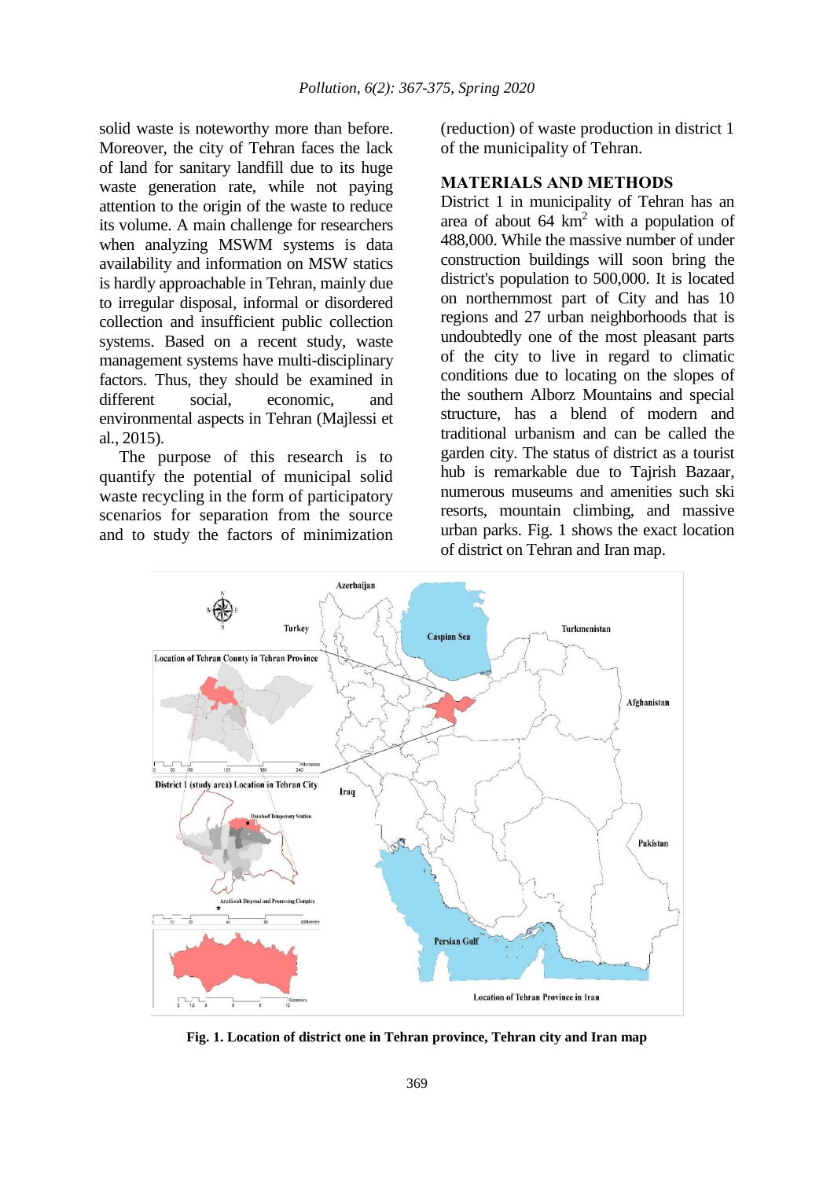solid waste is noteworthy more than before. Moreover, the city of Tehran faces the lack of land for sanitary landfill due to its huge waste generation rate, while not paying attention to the origin of the waste to reduce its volume. A main challenge for researchers when analyzing MSWM systems is data availability and information on MSW statics is hardly approachable in Tehran, mainly due to irregular disposal, informal or disordered collection and insufficient public collection systems. Based on a recent study, waste management systems have multi-disciplinary factors. Thus, they should be examined in different social, economic, and environmental aspects in Tehran (Majlessi et al., 2015).

The purpose of this research is to quantify the potential of municipal solid waste recycling in the form of participatory scenarios for separation from the source and to study the factors of minimization (reduction) of waste production in district 1 of the municipality of Tehran.

## MATERIALS AND METHODS

District 1 in municipality of Tehran has an area of about 64 km$^2$ with a population of 488,000. While the massive number of under construction buildings will soon bring the district's population to 500,000. It is located on northernmost part of City and has 10 regions and 27 urban neighborhoods that is undoubtedly one of the most pleasant parts of the city to live in regard to climatic conditions due to locating on the slopes of the southern Alborz Mountains and special structure, has a blend of modern and traditional urbanism and can be called the garden city. The status of district as a tourist hub is remarkable due to Tajrish Bazaar, numerous museums and amenities such ski resorts, mountain climbing, and massive urban parks. Fig. 1 shows the exact location of district on Tehran and Iran map.

**Fig. 1. Location of district one in Tehran province, Tehran city and Iran map**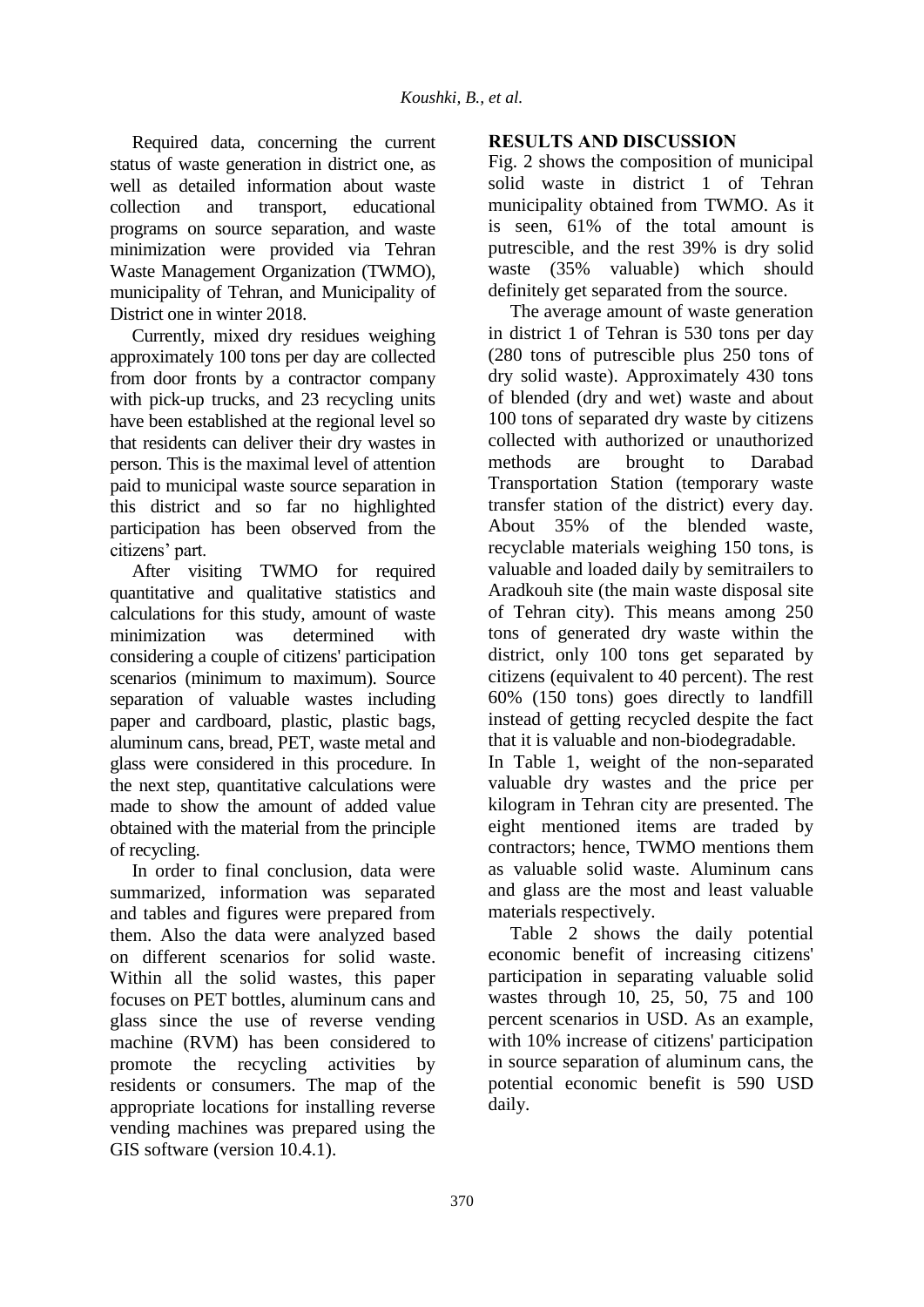Required data, concerning the current status of waste generation in district one, as well as detailed information about waste collection and transport, educational programs on source separation, and waste minimization were provided via Tehran Waste Management Organization (TWMO), municipality of Tehran, and Municipality of District one in winter 2018.

Currently, mixed dry residues weighing approximately 100 tons per day are collected from door fronts by a contractor company with pick-up trucks, and 23 recycling units have been established at the regional level so that residents can deliver their dry wastes in person. This is the maximal level of attention paid to municipal waste source separation in this district and so far no highlighted participation has been observed from the citizens' part.

After visiting TWMO for required quantitative and qualitative statistics and calculations for this study, amount of waste minimization was determined with considering a couple of citizens' participation scenarios (minimum to maximum). Source separation of valuable wastes including paper and cardboard, plastic, plastic bags, aluminum cans, bread, PET, waste metal and glass were considered in this procedure. In the next step, quantitative calculations were made to show the amount of added value obtained with the material from the principle of recycling.

In order to final conclusion, data were summarized, information was separated and tables and figures were prepared from them. Also the data were analyzed based on different scenarios for solid waste. Within all the solid wastes, this paper focuses on PET bottles, aluminum cans and glass since the use of reverse vending machine (RVM) has been considered to promote the recycling activities by residents or consumers. The map of the appropriate locations for installing reverse vending machines was prepared using the GIS software (version 10.4.1).

## RESULTS AND DISCUSSION

Fig. 2 shows the composition of municipal solid waste in district 1 of Tehran municipality obtained from TWMO. As it is seen, 61% of the total amount is putrescible, and the rest 39% is dry solid waste (35% valuable) which should definitely get separated from the source.

The average amount of waste generation in district 1 of Tehran is 530 tons per day (280 tons of putrescible plus 250 tons of dry solid waste). Approximately 430 tons of blended (dry and wet) waste and about 100 tons of separated dry waste by citizens collected with authorized or unauthorized methods are brought to Darabad Transportation Station (temporary waste transfer station of the district) every day. About 35% of the blended waste, recyclable materials weighing 150 tons, is valuable and loaded daily by semitrailers to Aradkouh site (the main waste disposal site of Tehran city). This means among 250 tons of generated dry waste within the district, only 100 tons get separated by citizens (equivalent to 40 percent). The rest 60% (150 tons) goes directly to landfill instead of getting recycled despite the fact that it is valuable and non-biodegradable.

In Table 1, weight of the non-separated valuable dry wastes and the price per kilogram in Tehran city are presented. The eight mentioned items are traded by contractors; hence, TWMO mentions them as valuable solid waste. Aluminum cans and glass are the most and least valuable materials respectively.

Table 2 shows the daily potential economic benefit of increasing citizens' participation in separating valuable solid wastes through 10, 25, 50, 75 and 100 percent scenarios in USD. As an example, with 10% increase of citizens' participation in source separation of aluminum cans, the potential economic benefit is 590 USD daily.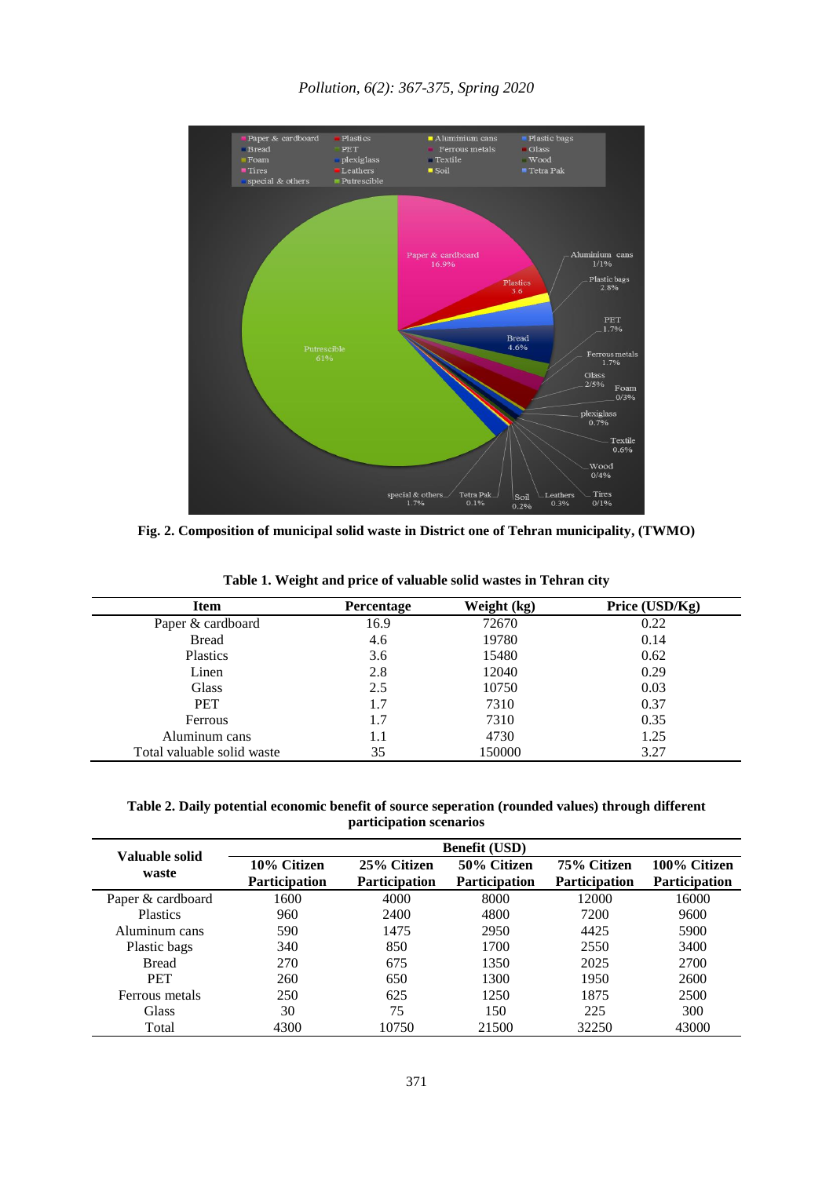Fig. 2. Composition of municipal solid waste in District one of Tehran municipality, (TWMO)

**Table 1. Weight and price of valuable solid wastes in Tehran city**

| Item | Percentage | Weight (kg) | Price (USD/Kg) |
|---|---|---|---|
| Paper & cardboard | 16.9 | 72670 | 0.22 |
| Bread | 4.6 | 19780 | 0.14 |
| Plastics | 3.6 | 15480 | 0.62 |
| Linen | 2.8 | 12040 | 0.29 |
| Glass | 2.5 | 10750 | 0.03 |
| PET | 1.7 | 7310 | 0.37 |
| Ferrous | 1.7 | 7310 | 0.35 |
| Aluminum cans | 1.1 | 4730 | 1.25 |
| Total valuable solid waste | 35 | 150000 | 3.27 |

**Table 2. Daily potential economic benefit of source seperation (rounded values) through different participation scenarios**

| Valuable solid waste | Benefit (USD) | | | | |
|---|---|---|---|---|---|
| | 10% Citizen Participation | 25% Citizen Participation | 50% Citizen Participation | 75% Citizen Participation | 100% Citizen Participation |
| Paper & cardboard | 1600 | 4000 | 8000 | 12000 | 16000 |
| Plastics | 960 | 2400 | 4800 | 7200 | 9600 |
| Aluminum cans | 590 | 1475 | 2950 | 4425 | 5900 |
| Plastic bags | 340 | 850 | 1700 | 2550 | 3400 |
| Bread | 270 | 675 | 1350 | 2025 | 2700 |
| PET | 260 | 650 | 1300 | 1950 | 2600 |
| Ferrous metals | 250 | 625 | 1250 | 1875 | 2500 |
| Glass | 30 | 75 | 150 | 225 | 300 |
| Total | 4300 | 10750 | 21500 | 32250 | 43000 |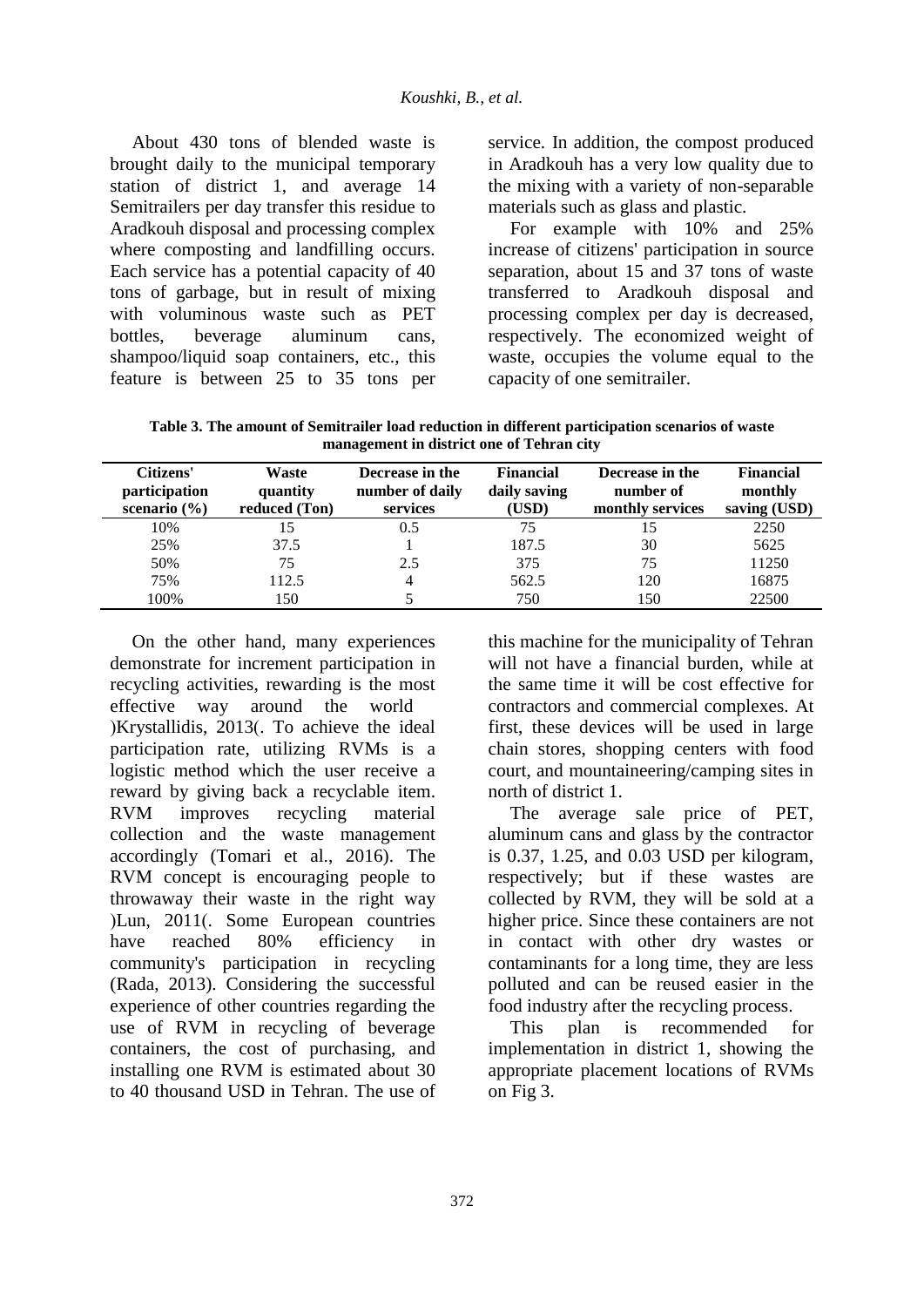About 430 tons of blended waste is brought daily to the municipal temporary station of district 1, and average 14 Semitrailers per day transfer this residue to Aradkouh disposal and processing complex where composting and landfilling occurs. Each service has a potential capacity of 40 tons of garbage, but in result of mixing with voluminous waste such as PET bottles, beverage aluminum cans, shampoo/liquid soap containers, etc., this feature is between 25 to 35 tons per service. In addition, the compost produced in Aradkouh has a very low quality due to the mixing with a variety of non-separable materials such as glass and plastic.

For example with 10% and 25% increase of citizens' participation in source separation, about 15 and 37 tons of waste transferred to Aradkouh disposal and processing complex per day is decreased, respectively. The economized weight of waste, occupies the volume equal to the capacity of one semitrailer.

**Table 3. The amount of Semitrailer load reduction in different participation scenarios of waste management in district one of Tehran city**

| Citizens' participation scenario (%) | Waste quantity reduced (Ton) | Decrease in the number of daily services | Financial daily saving (USD) | Decrease in the number of monthly services | Financial monthly saving (USD) |
|---|---|---|---|---|---|
| 10% | 15 | 0.5 | 75 | 15 | 2250 |
| 25% | 37.5 | 1 | 187.5 | 30 | 5625 |
| 50% | 75 | 2.5 | 375 | 75 | 11250 |
| 75% | 112.5 | 4 | 562.5 | 120 | 16875 |
| 100% | 150 | 5 | 750 | 150 | 22500 |

On the other hand, many experiences demonstrate for increment participation in recycling activities, rewarding is the most effective way around the world )Krystallidis, 2013(. To achieve the ideal participation rate, utilizing RVMs is a logistic method which the user receive a reward by giving back a recyclable item. RVM improves recycling material collection and the waste management accordingly (Tomari et al., 2016). The RVM concept is encouraging people to throwaway their waste in the right way )Lun, 2011(. Some European countries have reached 80% efficiency in community's participation in recycling (Rada, 2013). Considering the successful experience of other countries regarding the use of RVM in recycling of beverage containers, the cost of purchasing, and installing one RVM is estimated about 30 to 40 thousand USD in Tehran. The use of this machine for the municipality of Tehran will not have a financial burden, while at the same time it will be cost effective for contractors and commercial complexes. At first, these devices will be used in large chain stores, shopping centers with food court, and mountaineering/camping sites in north of district 1.

The average sale price of PET, aluminum cans and glass by the contractor is 0.37, 1.25, and 0.03 USD per kilogram, respectively; but if these wastes are collected by RVM, they will be sold at a higher price. Since these containers are not in contact with other dry wastes or contaminants for a long time, they are less polluted and can be reused easier in the food industry after the recycling process.

This plan is recommended for implementation in district 1, showing the appropriate placement locations of RVMs on Fig 3.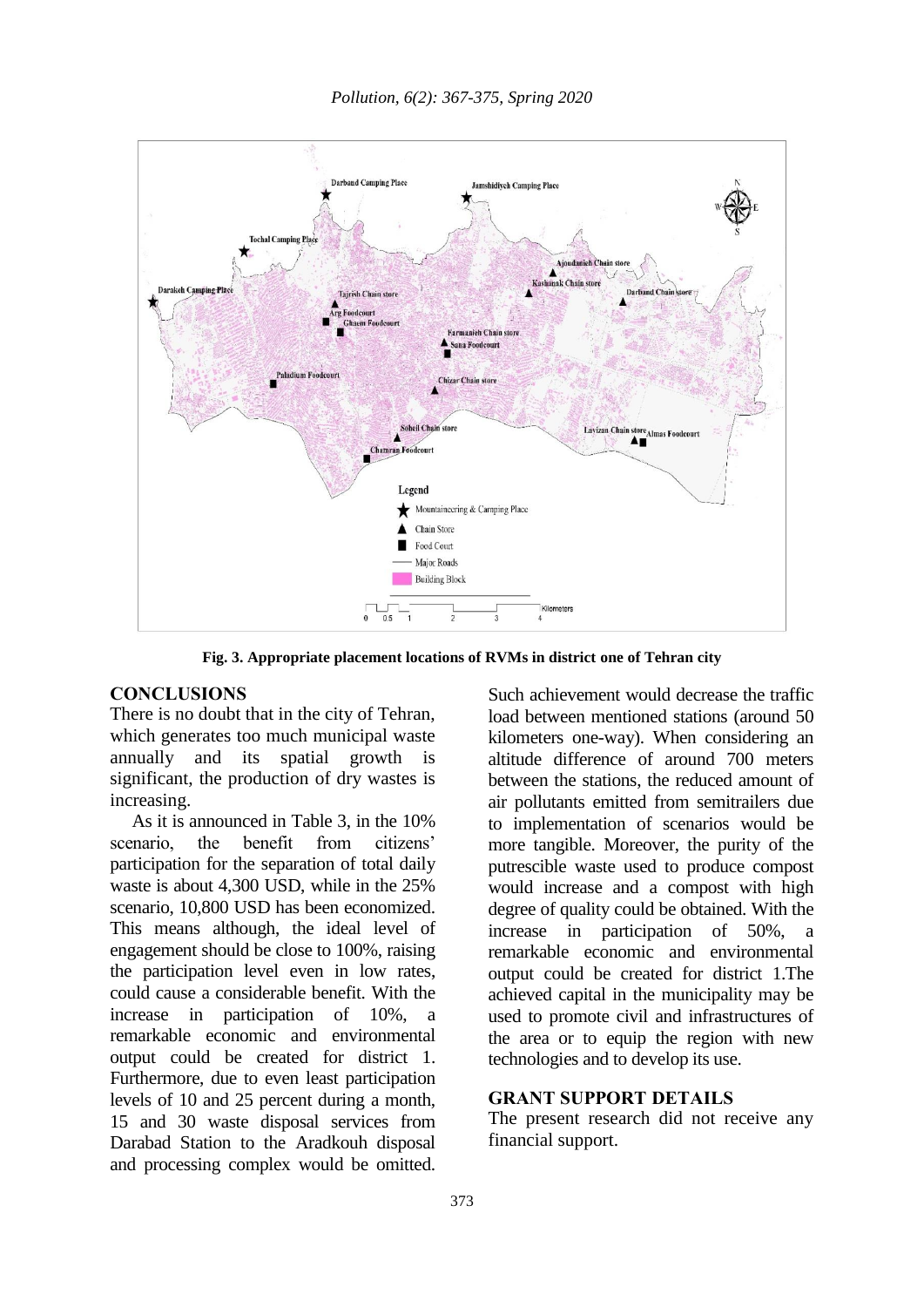**Fig. 3. Appropriate placement locations of RVMs in district one of Tehran city**

## CONCLUSIONS

There is no doubt that in the city of Tehran, which generates too much municipal waste annually and its spatial growth is significant, the production of dry wastes is increasing.

As it is announced in Table 3, in the 10% scenario, the benefit from citizens' participation for the separation of total daily waste is about 4,300 USD, while in the 25% scenario, 10,800 USD has been economized. This means although, the ideal level of engagement should be close to 100%, raising the participation level even in low rates, could cause a considerable benefit. With the increase in participation of 10%, a remarkable economic and environmental output could be created for district 1. Furthermore, due to even least participation levels of 10 and 25 percent during a month, 15 and 30 waste disposal services from Darabad Station to the Aradkouh disposal and processing complex would be omitted. Such achievement would decrease the traffic load between mentioned stations (around 50 kilometers one-way). When considering an altitude difference of around 700 meters between the stations, the reduced amount of air pollutants emitted from semitrailers due to implementation of scenarios would be more tangible. Moreover, the purity of the putrescible waste used to produce compost would increase and a compost with high degree of quality could be obtained. With the increase in participation of 50%, a remarkable economic and environmental output could be created for district 1.The achieved capital in the municipality may be used to promote civil and infrastructures of the area or to equip the region with new technologies and to develop its use.

## GRANT SUPPORT DETAILS

The present research did not receive any financial support.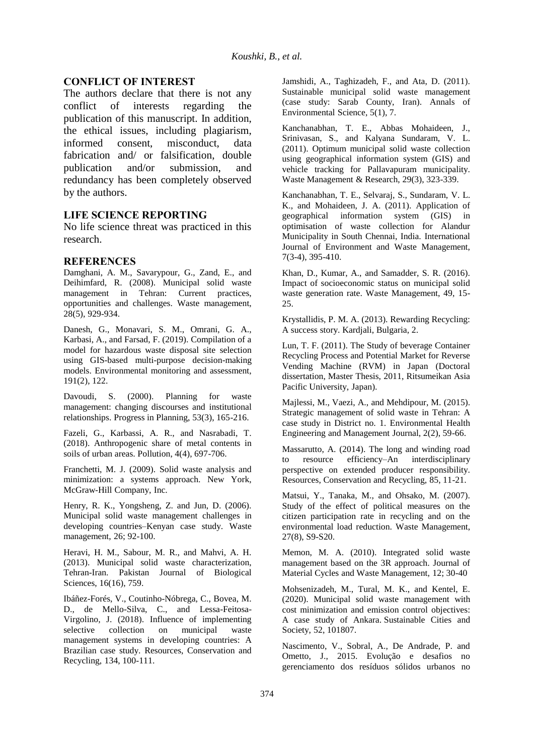## CONFLICT OF INTEREST

The authors declare that there is not any conflict of interests regarding the publication of this manuscript. In addition, the ethical issues, including plagiarism, informed consent, misconduct, data fabrication and/ or falsification, double publication and/or submission, and redundancy has been completely observed by the authors.

## LIFE SCIENCE REPORTING

No life science threat was practiced in this research.

## REFERENCES

Damghani, A. M., Savarypour, G., Zand, E., and Deihimfard, R. (2008). Municipal solid waste management in Tehran: Current practices, opportunities and challenges. Waste management, 28(5), 929-934.

Danesh, G., Monavari, S. M., Omrani, G. A., Karbasi, A., and Farsad, F. (2019). Compilation of a model for hazardous waste disposal site selection using GIS-based multi-purpose decision-making models. Environmental monitoring and assessment, 191(2), 122.

Davoudi, S. (2000). Planning for waste management: changing discourses and institutional relationships. Progress in Planning, 53(3), 165-216.

Fazeli, G., Karbassi, A. R., and Nasrabadi, T. (2018). Anthropogenic share of metal contents in soils of urban areas. Pollution, 4(4), 697-706.

Franchetti, M. J. (2009). Solid waste analysis and minimization: a systems approach. New York, McGraw-Hill Company, Inc.

Henry, R. K., Yongsheng, Z. and Jun, D. (2006). Municipal solid waste management challenges in developing countries–Kenyan case study. Waste management, 26; 92-100.

Heravi, H. M., Sabour, M. R., and Mahvi, A. H. (2013). Municipal solid waste characterization, Tehran-Iran. Pakistan Journal of Biological Sciences, 16(16), 759.

Ibáñez-Forés, V., Coutinho-Nóbrega, C., Bovea, M. D., de Mello-Silva, C., and Lessa-Feitosa-Virgolino, J. (2018). Influence of implementing selective collection on municipal waste management systems in developing countries: A Brazilian case study. Resources, Conservation and Recycling, 134, 100-111.

Jamshidi, A., Taghizadeh, F., and Ata, D. (2011). Sustainable municipal solid waste management (case study: Sarab County, Iran). Annals of Environmental Science, 5(1), 7.

Kanchanabhan, T. E., Abbas Mohaideen, J., Srinivasan, S., and Kalyana Sundaram, V. L. (2011). Optimum municipal solid waste collection using geographical information system (GIS) and vehicle tracking for Pallavapuram municipality. Waste Management & Research, 29(3), 323-339.

Kanchanabhan, T. E., Selvaraj, S., Sundaram, V. L. K., and Mohaideen, J. A. (2011). Application of geographical information system (GIS) in optimisation of waste collection for Alandur Municipality in South Chennai, India. International Journal of Environment and Waste Management, 7(3-4), 395-410.

Khan, D., Kumar, A., and Samadder, S. R. (2016). Impact of socioeconomic status on municipal solid waste generation rate. Waste Management, 49, 15-25.

Krystallidis, P. M. A. (2013). Rewarding Recycling: A success story. Kardjali, Bulgaria, 2.

Lun, T. F. (2011). The Study of beverage Container Recycling Process and Potential Market for Reverse Vending Machine (RVM) in Japan (Doctoral dissertation, Master Thesis, 2011, Ritsumeikan Asia Pacific University, Japan).

Majlessi, M., Vaezi, A., and Mehdipour, M. (2015). Strategic management of solid waste in Tehran: A case study in District no. 1. Environmental Health Engineering and Management Journal, 2(2), 59-66.

Massarutto, A. (2014). The long and winding road to resource efficiency–An interdisciplinary perspective on extended producer responsibility. Resources, Conservation and Recycling, 85, 11-21.

Matsui, Y., Tanaka, M., and Ohsako, M. (2007). Study of the effect of political measures on the citizen participation rate in recycling and on the environmental load reduction. Waste Management, 27(8), S9-S20.

Memon, M. A. (2010). Integrated solid waste management based on the 3R approach. Journal of Material Cycles and Waste Management, 12; 30-40

Mohsenizadeh, M., Tural, M. K., and Kentel, E. (2020). Municipal solid waste management with cost minimization and emission control objectives: A case study of Ankara. Sustainable Cities and Society, 52, 101807.

Nascimento, V., Sobral, A., De Andrade, P. and Ometto, J., 2015. Evolução e desafios no gerenciamento dos resíduos sólidos urbanos no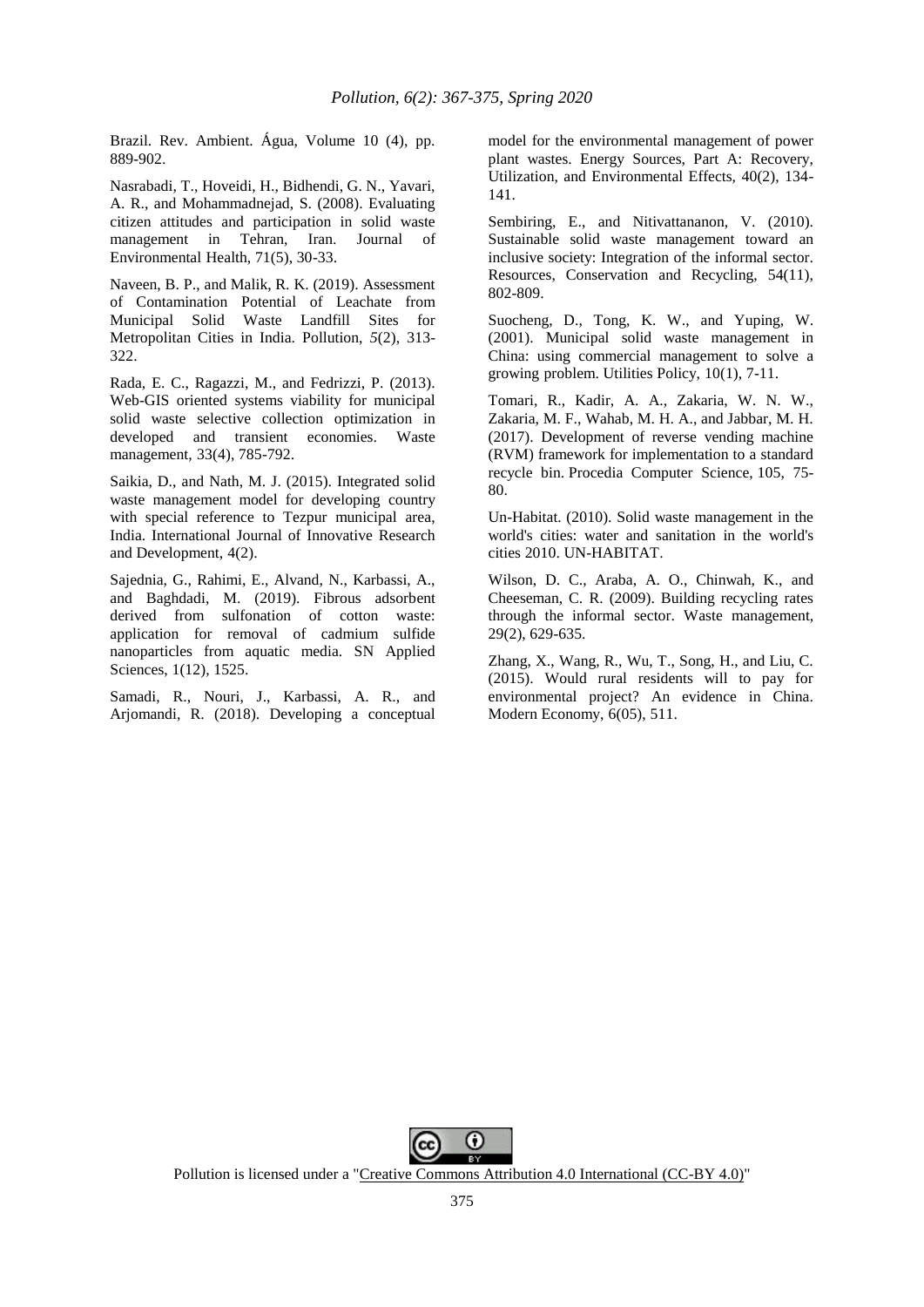Brazil. Rev. Ambient. Água, Volume 10 (4), pp. 889-902.

Nasrabadi, T., Hoveidi, H., Bidhendi, G. N., Yavari, A. R., and Mohammadnejad, S. (2008). Evaluating citizen attitudes and participation in solid waste management in Tehran, Iran. Journal of Environmental Health, 71(5), 30-33.

Naveen, B. P., and Malik, R. K. (2019). Assessment of Contamination Potential of Leachate from Municipal Solid Waste Landfill Sites for Metropolitan Cities in India. Pollution, *5*(2), 313-322.

Rada, E. C., Ragazzi, M., and Fedrizzi, P. (2013). Web-GIS oriented systems viability for municipal solid waste selective collection optimization in developed and transient economies. Waste management, 33(4), 785-792.

Saikia, D., and Nath, M. J. (2015). Integrated solid waste management model for developing country with special reference to Tezpur municipal area, India. International Journal of Innovative Research and Development, 4(2).

Sajednia, G., Rahimi, E., Alvand, N., Karbassi, A., and Baghdadi, M. (2019). Fibrous adsorbent derived from sulfonation of cotton waste: application for removal of cadmium sulfide nanoparticles from aquatic media. SN Applied Sciences, 1(12), 1525.

Samadi, R., Nouri, J., Karbassi, A. R., and Arjomandi, R. (2018). Developing a conceptual model for the environmental management of power plant wastes. Energy Sources, Part A: Recovery, Utilization, and Environmental Effects, 40(2), 134-141.

Sembiring, E., and Nitivattananon, V. (2010). Sustainable solid waste management toward an inclusive society: Integration of the informal sector. Resources, Conservation and Recycling, 54(11), 802-809.

Suocheng, D., Tong, K. W., and Yuping, W. (2001). Municipal solid waste management in China: using commercial management to solve a growing problem. Utilities Policy, 10(1), 7-11.

Tomari, R., Kadir, A. A., Zakaria, W. N. W., Zakaria, M. F., Wahab, M. H. A., and Jabbar, M. H. (2017). Development of reverse vending machine (RVM) framework for implementation to a standard recycle bin. Procedia Computer Science, 105, 75-80.

Un-Habitat. (2010). Solid waste management in the world's cities: water and sanitation in the world's cities 2010. UN-HABITAT.

Wilson, D. C., Araba, A. O., Chinwah, K., and Cheeseman, C. R. (2009). Building recycling rates through the informal sector. Waste management, 29(2), 629-635.

Zhang, X., Wang, R., Wu, T., Song, H., and Liu, C. (2015). Would rural residents will to pay for environmental project? An evidence in China. Modern Economy, 6(05), 511.

Pollution is licensed under a "Creative Commons Attribution 4.0 International (CC-BY 4.0)"